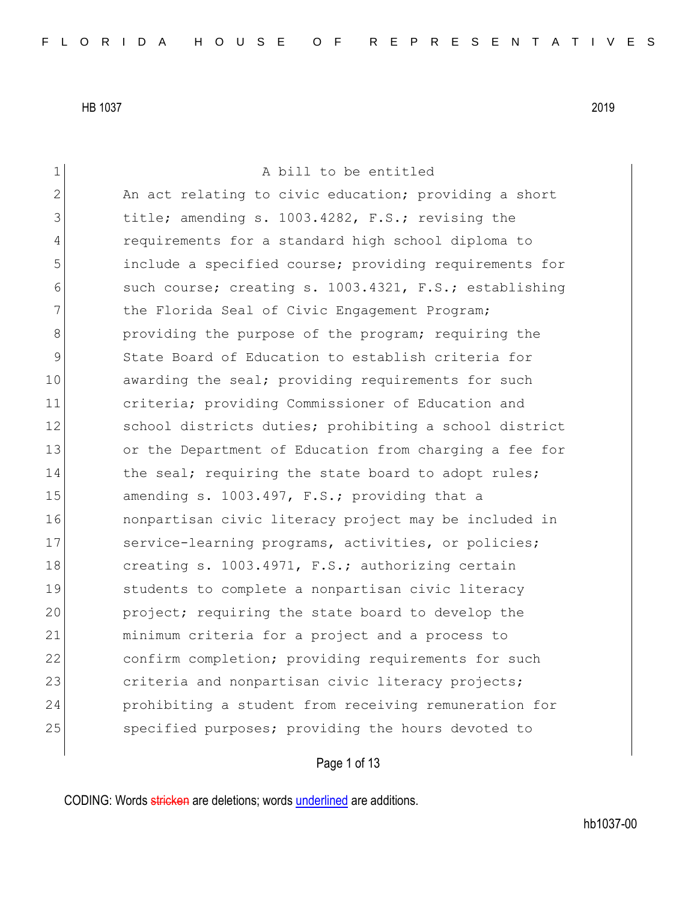HB 1037 2019

A bill to be entitled

An act relating to civic education; providing a short title; amending s. 1003.4282, F.S.; revising the requirements for a standard high school diploma to include a specified course; providing requirements for such course; creating s. 1003.4321, F.S.; establishing the Florida Seal of Civic Engagement Program; providing the purpose of the program; requiring the State Board of Education to establish criteria for awarding the seal; providing requirements for such criteria; providing Commissioner of Education and school districts duties; prohibiting a school district or the Department of Education from charging a fee for the seal; requiring the state board to adopt rules; amending s. 1003.497, F.S.; providing that a nonpartisan civic literacy project may be included in service-learning programs, activities, or policies; creating s. 1003.4971, F.S.; authorizing certain students to complete a nonpartisan civic literacy project; requiring the state board to develop the minimum criteria for a project and a process to confirm completion; providing requirements for such criteria and nonpartisan civic literacy projects; prohibiting a student from receiving remuneration for specified purposes; providing the hours devoted to

CODING: Words stricken are deletions; words underlined are additions.

hb1037-00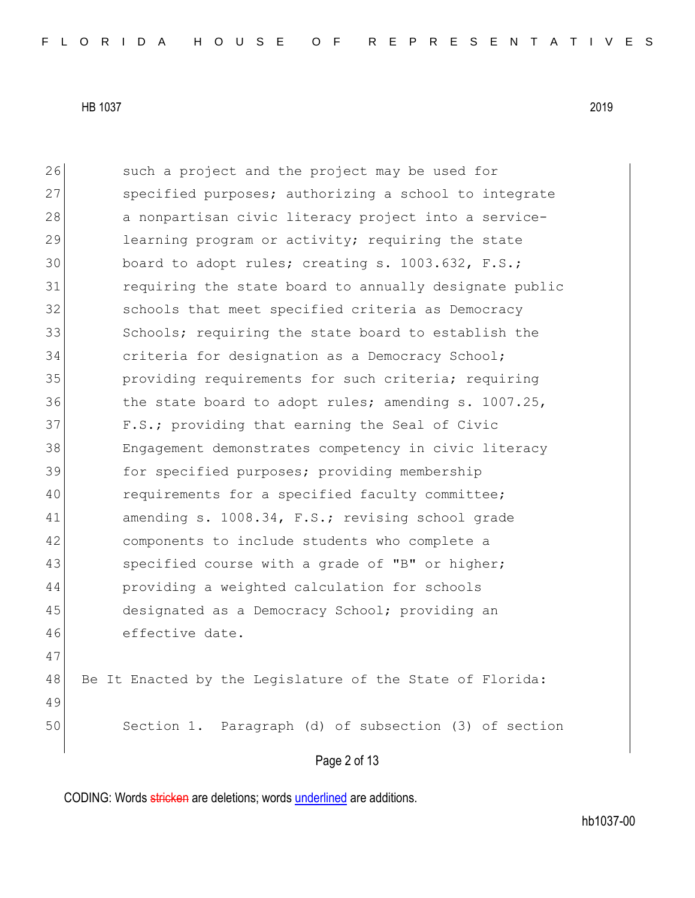such a project and the project may be used for specified purposes; authorizing a school to integrate a nonpartisan civic literacy project into a service-learning program or activity; requiring the state board to adopt rules; creating s. 1003.632, F.S.; requiring the state board to annually designate public schools that meet specified criteria as Democracy Schools; requiring the state board to establish the criteria for designation as a Democracy School; providing requirements for such criteria; requiring the state board to adopt rules; amending s. 1007.25, F.S.; providing that earning the Seal of Civic Engagement demonstrates competency in civic literacy for specified purposes; providing membership requirements for a specified faculty committee; amending s. 1008.34, F.S.; revising school grade components to include students who complete a specified course with a grade of "B" or higher; providing a weighted calculation for schools designated as a Democracy School; providing an effective date.

Be It Enacted by the Legislature of the State of Florida:

Section 1. Paragraph (d) of subsection (3) of section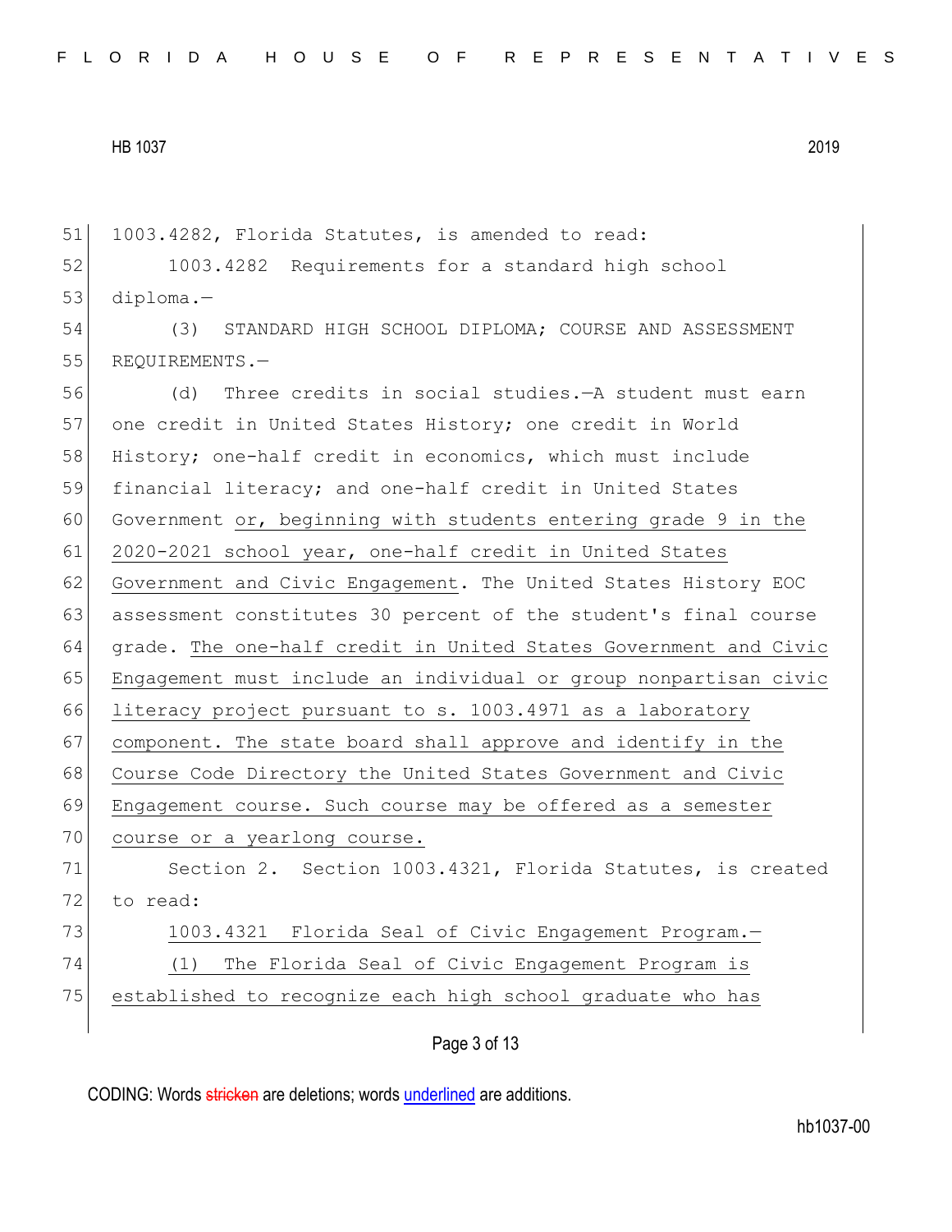1003.4282, Florida Statutes, is amended to read:

1003.4282 Requirements for a standard high school diploma.—

(3) STANDARD HIGH SCHOOL DIPLOMA; COURSE AND ASSESSMENT REQUIREMENTS.—

(d) Three credits in social studies.—A student must earn one credit in United States History; one credit in World History; one-half credit in economics, which must include financial literacy; and one-half credit in United States Government <u>or, beginning with students entering grade 9 in the 2020-2021 school year, one-half credit in United States Government and Civic Engagement</u>. The United States History EOC assessment constitutes 30 percent of the student's final course grade. <u>The one-half credit in United States Government and Civic Engagement must include an individual or group nonpartisan civic literacy project pursuant to s. 1003.4971 as a laboratory component. The state board shall approve and identify in the Course Code Directory the United States Government and Civic Engagement course. Such course may be offered as a semester course or a yearlong course.</u>

Section 2. Section 1003.4321, Florida Statutes, is created to read:

<u>1003.4321 Florida Seal of Civic Engagement Program.—</u>

<u>(1) The Florida Seal of Civic Engagement Program is established to recognize each high school graduate who has</u>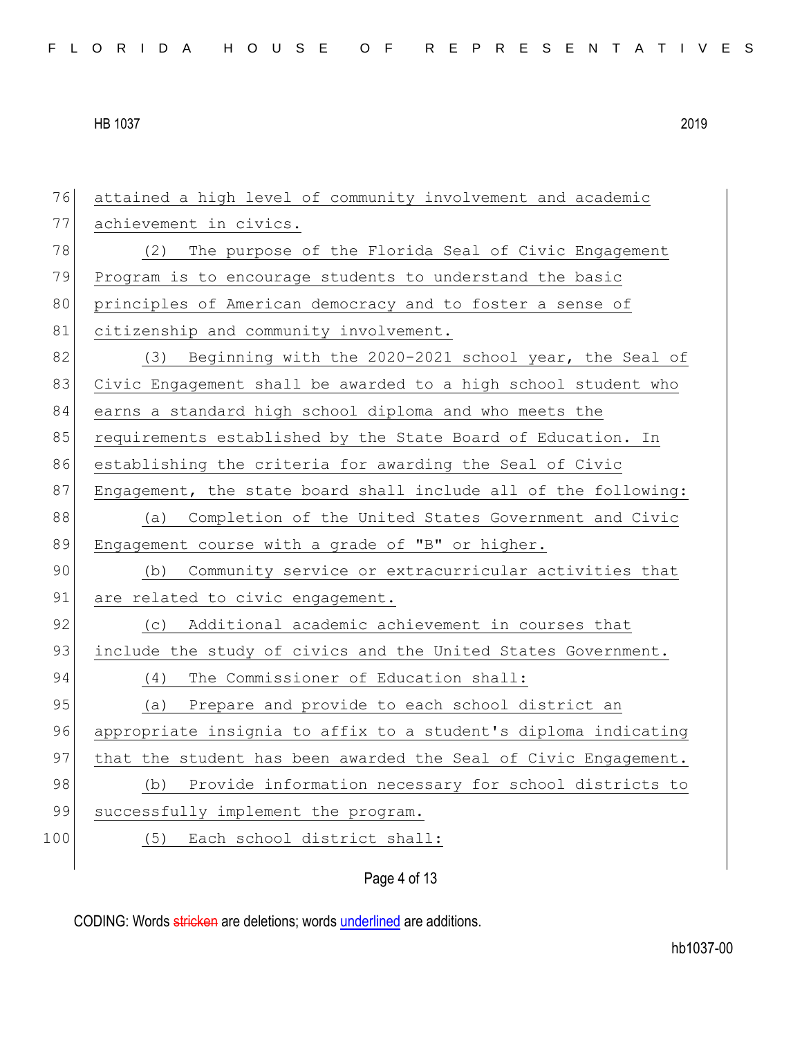attained a high level of community involvement and academic achievement in civics.

(2) The purpose of the Florida Seal of Civic Engagement Program is to encourage students to understand the basic principles of American democracy and to foster a sense of citizenship and community involvement.

(3) Beginning with the 2020-2021 school year, the Seal of Civic Engagement shall be awarded to a high school student who earns a standard high school diploma and who meets the requirements established by the State Board of Education. In establishing the criteria for awarding the Seal of Civic Engagement, the state board shall include all of the following:

(a) Completion of the United States Government and Civic Engagement course with a grade of "B" or higher.

(b) Community service or extracurricular activities that are related to civic engagement.

(c) Additional academic achievement in courses that include the study of civics and the United States Government.

(4) The Commissioner of Education shall:

(a) Prepare and provide to each school district an appropriate insignia to affix to a student's diploma indicating that the student has been awarded the Seal of Civic Engagement.

(b) Provide information necessary for school districts to successfully implement the program.

(5) Each school district shall: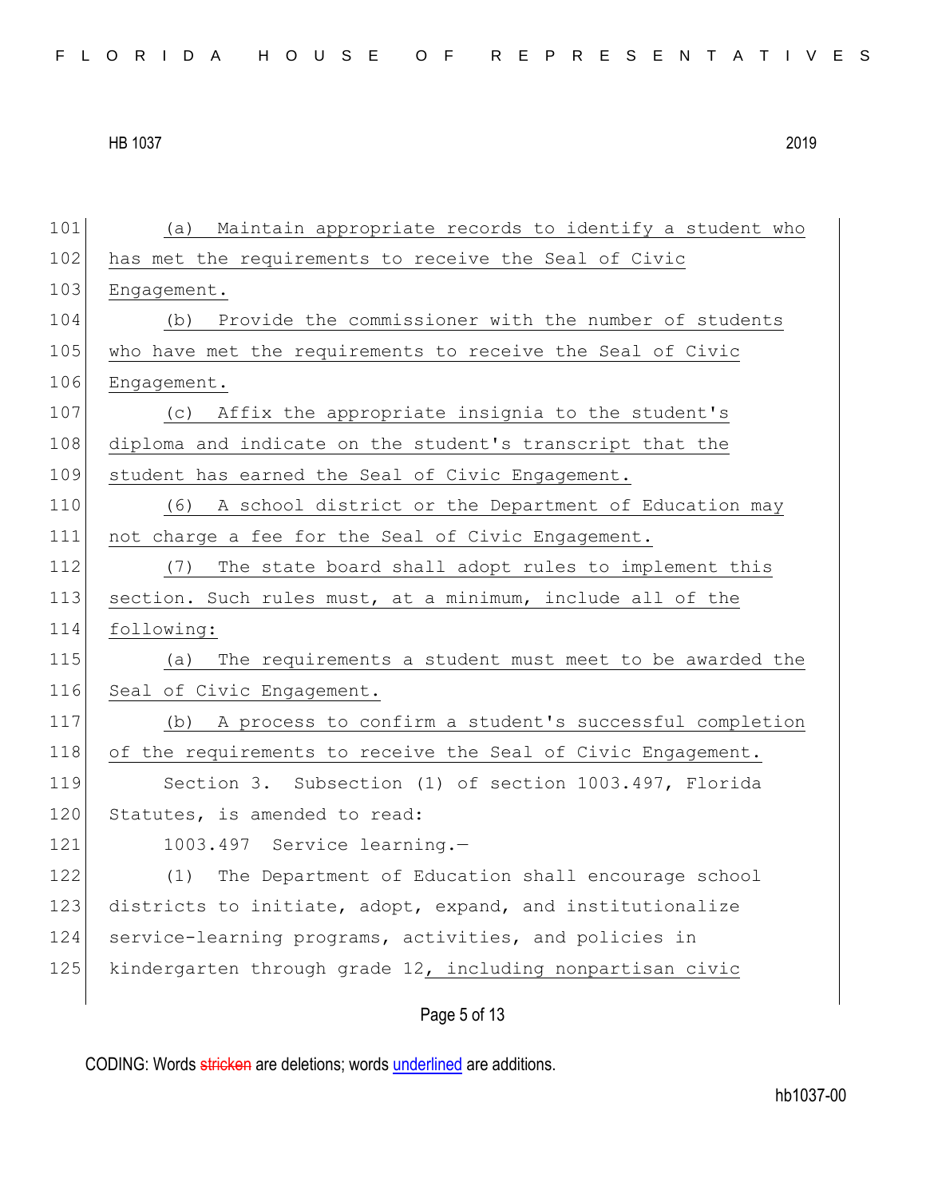(a) Maintain appropriate records to identify a student who has met the requirements to receive the Seal of Civic Engagement.

(b) Provide the commissioner with the number of students who have met the requirements to receive the Seal of Civic Engagement.

(c) Affix the appropriate insignia to the student's diploma and indicate on the student's transcript that the student has earned the Seal of Civic Engagement.

(6) A school district or the Department of Education may not charge a fee for the Seal of Civic Engagement.

(7) The state board shall adopt rules to implement this section. Such rules must, at a minimum, include all of the following:

(a) The requirements a student must meet to be awarded the Seal of Civic Engagement.

(b) A process to confirm a student's successful completion of the requirements to receive the Seal of Civic Engagement.

Section 3. Subsection (1) of section 1003.497, Florida Statutes, is amended to read:

1003.497 Service learning.—

(1) The Department of Education shall encourage school districts to initiate, adopt, expand, and institutionalize service-learning programs, activities, and policies in kindergarten through grade 12, including nonpartisan civic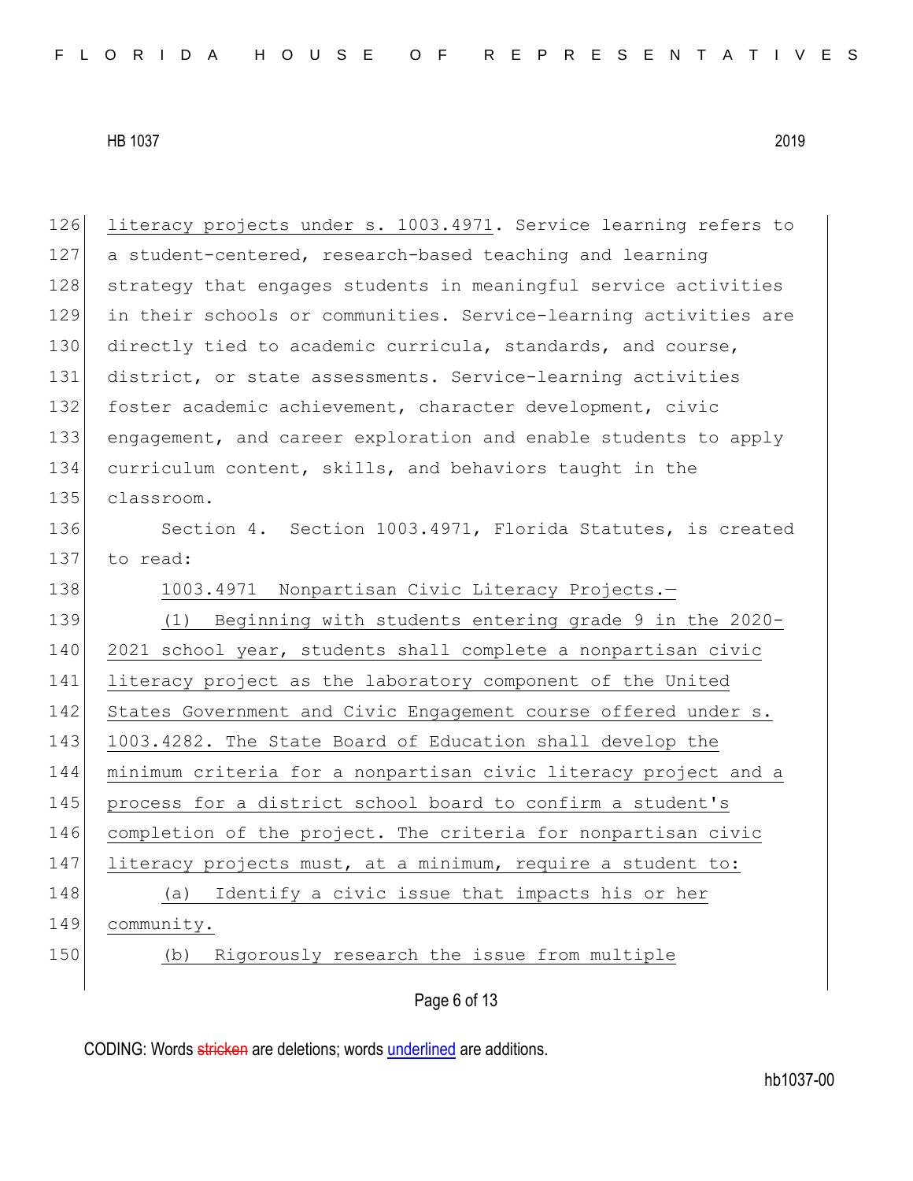literacy projects under s. 1003.4971. Service learning refers to a student-centered, research-based teaching and learning strategy that engages students in meaningful service activities in their schools or communities. Service-learning activities are directly tied to academic curricula, standards, and course, district, or state assessments. Service-learning activities foster academic achievement, character development, civic engagement, and career exploration and enable students to apply curriculum content, skills, and behaviors taught in the classroom.

Section 4. Section 1003.4971, Florida Statutes, is created to read:

1003.4971 Nonpartisan Civic Literacy Projects.—

(1) Beginning with students entering grade 9 in the 2020-2021 school year, students shall complete a nonpartisan civic literacy project as the laboratory component of the United States Government and Civic Engagement course offered under s. 1003.4282. The State Board of Education shall develop the minimum criteria for a nonpartisan civic literacy project and a process for a district school board to confirm a student's completion of the project. The criteria for nonpartisan civic literacy projects must, at a minimum, require a student to:

(a) Identify a civic issue that impacts his or her community.

(b) Rigorously research the issue from multiple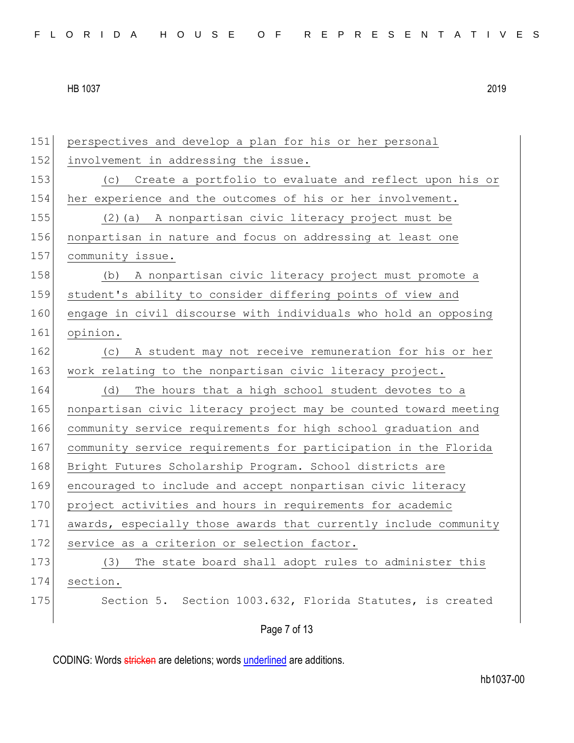151 perspectives and develop a plan for his or her personal
152 involvement in addressing the issue.
153 (c) Create a portfolio to evaluate and reflect upon his or
154 her experience and the outcomes of his or her involvement.
155 (2)(a) A nonpartisan civic literacy project must be
156 nonpartisan in nature and focus on addressing at least one
157 community issue.
158 (b) A nonpartisan civic literacy project must promote a
159 student's ability to consider differing points of view and
160 engage in civil discourse with individuals who hold an opposing
161 opinion.
162 (c) A student may not receive remuneration for his or her
163 work relating to the nonpartisan civic literacy project.
164 (d) The hours that a high school student devotes to a
165 nonpartisan civic literacy project may be counted toward meeting
166 community service requirements for high school graduation and
167 community service requirements for participation in the Florida
168 Bright Futures Scholarship Program. School districts are
169 encouraged to include and accept nonpartisan civic literacy
170 project activities and hours in requirements for academic
171 awards, especially those awards that currently include community
172 service as a criterion or selection factor.
173 (3) The state board shall adopt rules to administer this
174 section.
175 Section 5. Section 1003.632, Florida Statutes, is created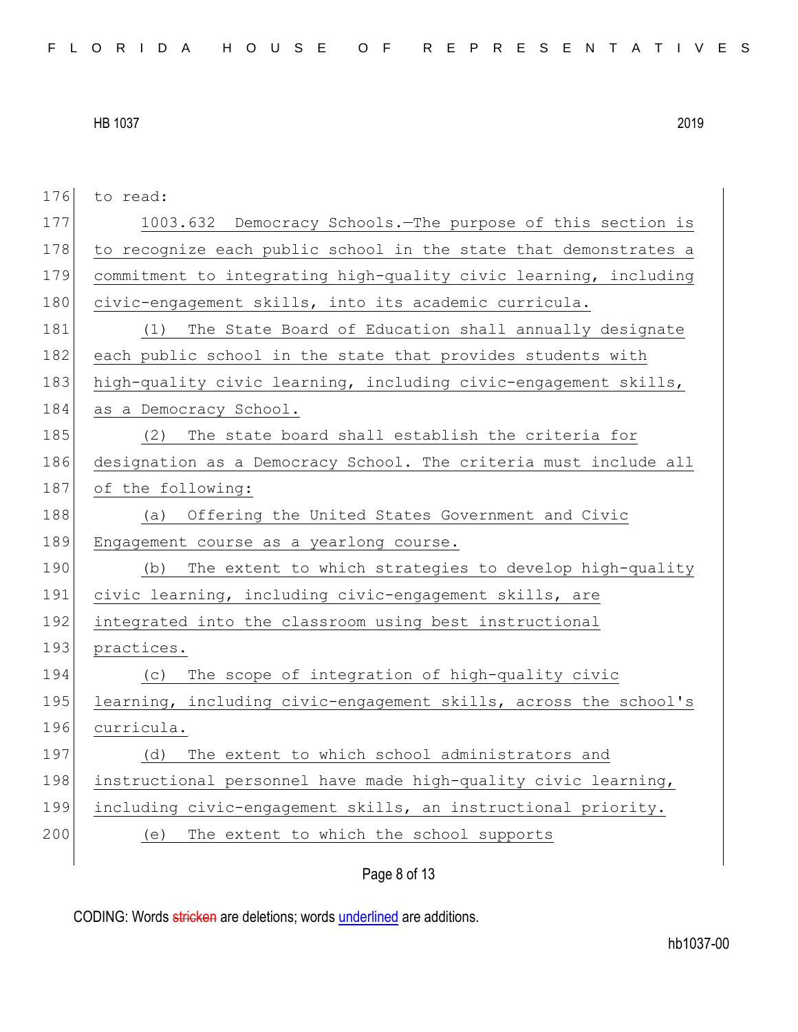to read:

1003.632 Democracy Schools.—The purpose of this section is to recognize each public school in the state that demonstrates a commitment to integrating high-quality civic learning, including civic-engagement skills, into its academic curricula.

(1) The State Board of Education shall annually designate each public school in the state that provides students with high-quality civic learning, including civic-engagement skills, as a Democracy School.

(2) The state board shall establish the criteria for designation as a Democracy School. The criteria must include all of the following:

(a) Offering the United States Government and Civic Engagement course as a yearlong course.

(b) The extent to which strategies to develop high-quality civic learning, including civic-engagement skills, are integrated into the classroom using best instructional practices.

(c) The scope of integration of high-quality civic learning, including civic-engagement skills, across the school's curricula.

(d) The extent to which school administrators and instructional personnel have made high-quality civic learning, including civic-engagement skills, an instructional priority.

(e) The extent to which the school supports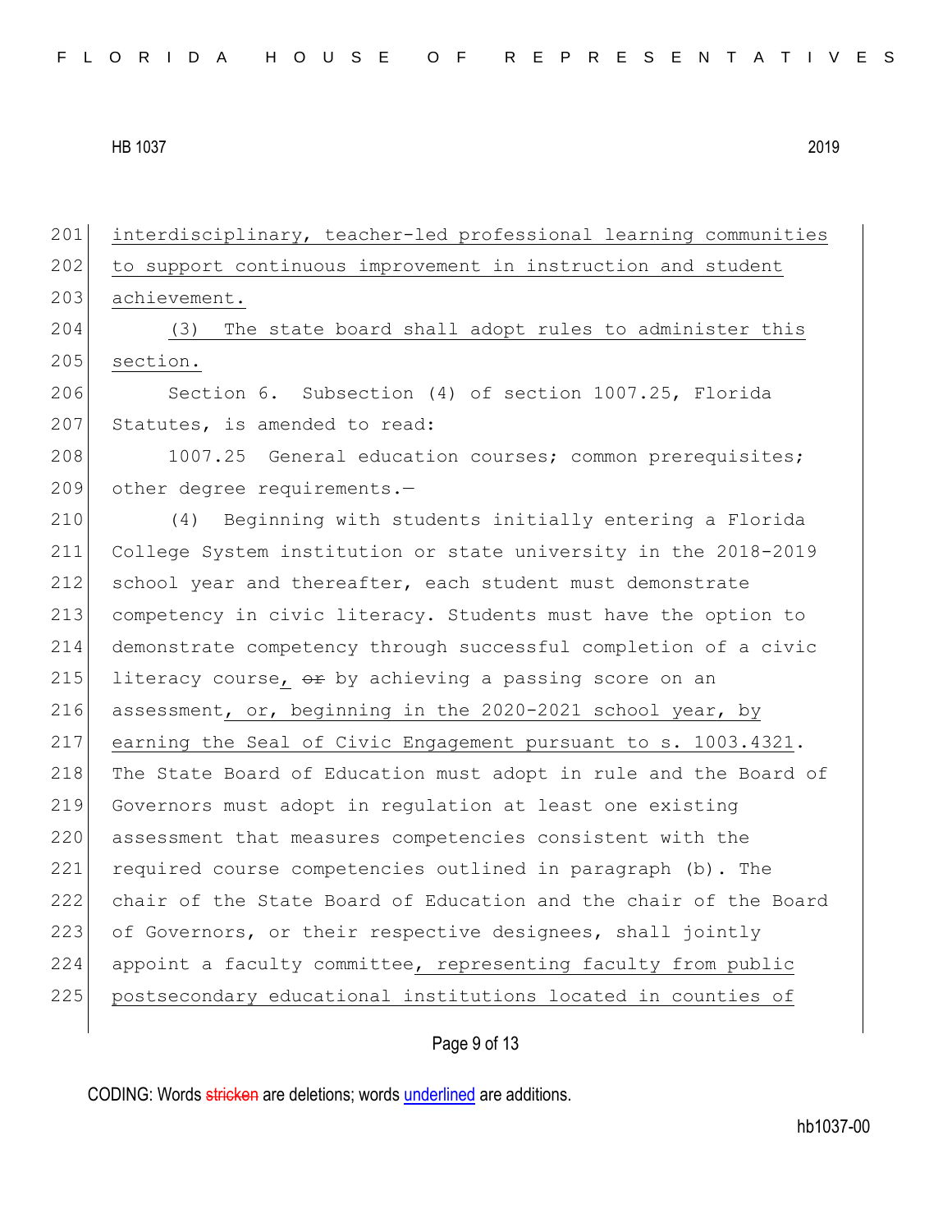interdisciplinary, teacher-led professional learning communities to support continuous improvement in instruction and student achievement.

(3) The state board shall adopt rules to administer this section.

Section 6. Subsection (4) of section 1007.25, Florida Statutes, is amended to read:

1007.25 General education courses; common prerequisites; other degree requirements.—

(4) Beginning with students initially entering a Florida College System institution or state university in the 2018-2019 school year and thereafter, each student must demonstrate competency in civic literacy. Students must have the option to demonstrate competency through successful completion of a civic literacy course, ~~or~~ by achieving a passing score on an assessment, or, beginning in the 2020-2021 school year, by earning the Seal of Civic Engagement pursuant to s. 1003.4321. The State Board of Education must adopt in rule and the Board of Governors must adopt in regulation at least one existing assessment that measures competencies consistent with the required course competencies outlined in paragraph (b). The chair of the State Board of Education and the chair of the Board of Governors, or their respective designees, shall jointly appoint a faculty committee, representing faculty from public postsecondary educational institutions located in counties of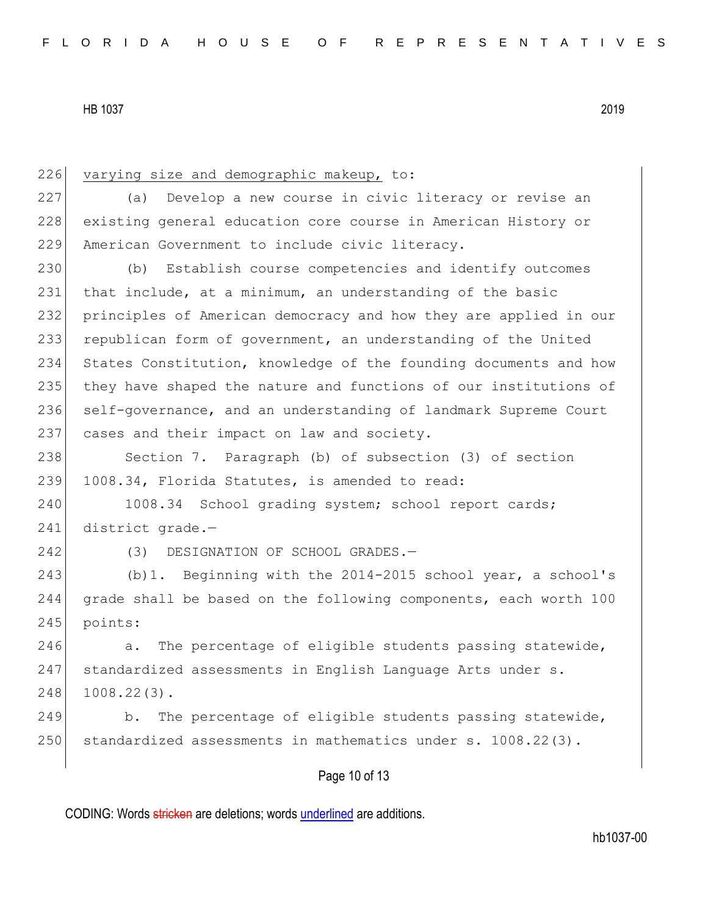226 varying size and demographic makeup, to:

227 (a) Develop a new course in civic literacy or revise an
228 existing general education core course in American History or
229 American Government to include civic literacy.

230 (b) Establish course competencies and identify outcomes
231 that include, at a minimum, an understanding of the basic
232 principles of American democracy and how they are applied in our
233 republican form of government, an understanding of the United
234 States Constitution, knowledge of the founding documents and how
235 they have shaped the nature and functions of our institutions of
236 self-governance, and an understanding of landmark Supreme Court
237 cases and their impact on law and society.

238 Section 7. Paragraph (b) of subsection (3) of section
239 1008.34, Florida Statutes, is amended to read:

240 1008.34 School grading system; school report cards;
241 district grade.—

242 (3) DESIGNATION OF SCHOOL GRADES.—

243 (b)1. Beginning with the 2014-2015 school year, a school's
244 grade shall be based on the following components, each worth 100
245 points:

246 a. The percentage of eligible students passing statewide,
247 standardized assessments in English Language Arts under s.
248 1008.22(3).

249 b. The percentage of eligible students passing statewide,
250 standardized assessments in mathematics under s. 1008.22(3).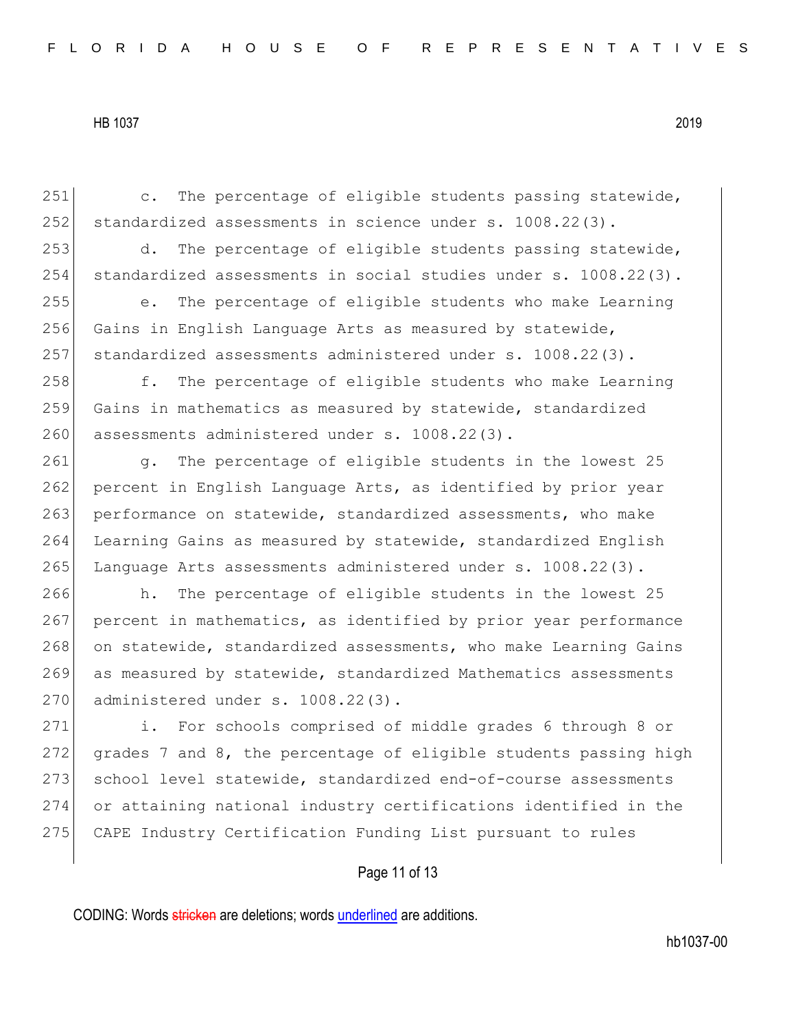c. The percentage of eligible students passing statewide, standardized assessments in science under s. 1008.22(3).

d. The percentage of eligible students passing statewide, standardized assessments in social studies under s. 1008.22(3).

e. The percentage of eligible students who make Learning Gains in English Language Arts as measured by statewide, standardized assessments administered under s. 1008.22(3).

f. The percentage of eligible students who make Learning Gains in mathematics as measured by statewide, standardized assessments administered under s. 1008.22(3).

g. The percentage of eligible students in the lowest 25 percent in English Language Arts, as identified by prior year performance on statewide, standardized assessments, who make Learning Gains as measured by statewide, standardized English Language Arts assessments administered under s. 1008.22(3).

h. The percentage of eligible students in the lowest 25 percent in mathematics, as identified by prior year performance on statewide, standardized assessments, who make Learning Gains as measured by statewide, standardized Mathematics assessments administered under s. 1008.22(3).

i. For schools comprised of middle grades 6 through 8 or grades 7 and 8, the percentage of eligible students passing high school level statewide, standardized end-of-course assessments or attaining national industry certifications identified in the CAPE Industry Certification Funding List pursuant to rules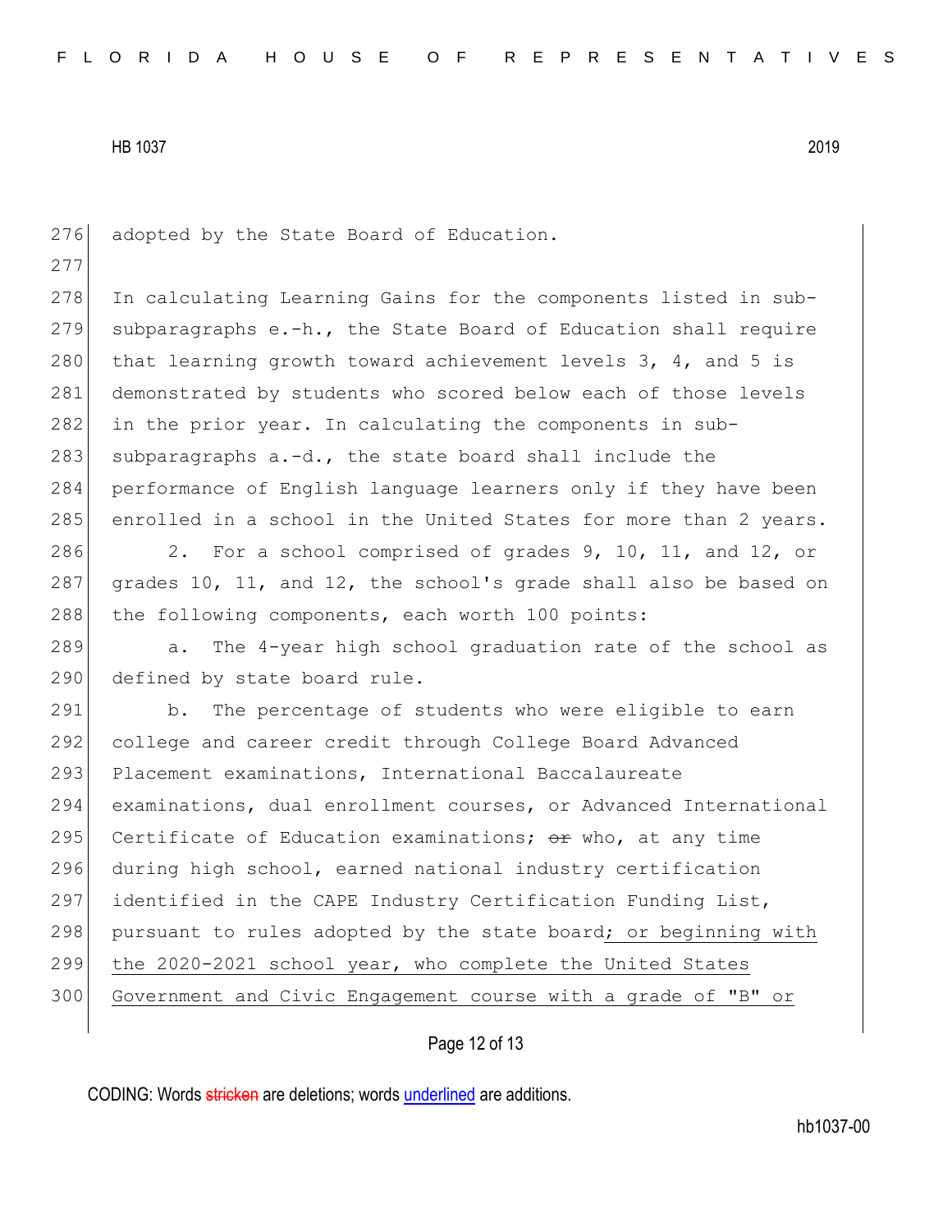adopted by the State Board of Education.

In calculating Learning Gains for the components listed in sub-subparagraphs e.-h., the State Board of Education shall require that learning growth toward achievement levels 3, 4, and 5 is demonstrated by students who scored below each of those levels in the prior year. In calculating the components in sub-subparagraphs a.-d., the state board shall include the performance of English language learners only if they have been enrolled in a school in the United States for more than 2 years.

2. For a school comprised of grades 9, 10, 11, and 12, or grades 10, 11, and 12, the school's grade shall also be based on the following components, each worth 100 points:

a. The 4-year high school graduation rate of the school as defined by state board rule.

b. The percentage of students who were eligible to earn college and career credit through College Board Advanced Placement examinations, International Baccalaureate examinations, dual enrollment courses, or Advanced International Certificate of Education examinations; ~~or~~ who, at any time during high school, earned national industry certification identified in the CAPE Industry Certification Funding List, pursuant to rules adopted by the state board; or beginning with the 2020-2021 school year, who complete the United States Government and Civic Engagement course with a grade of "B" or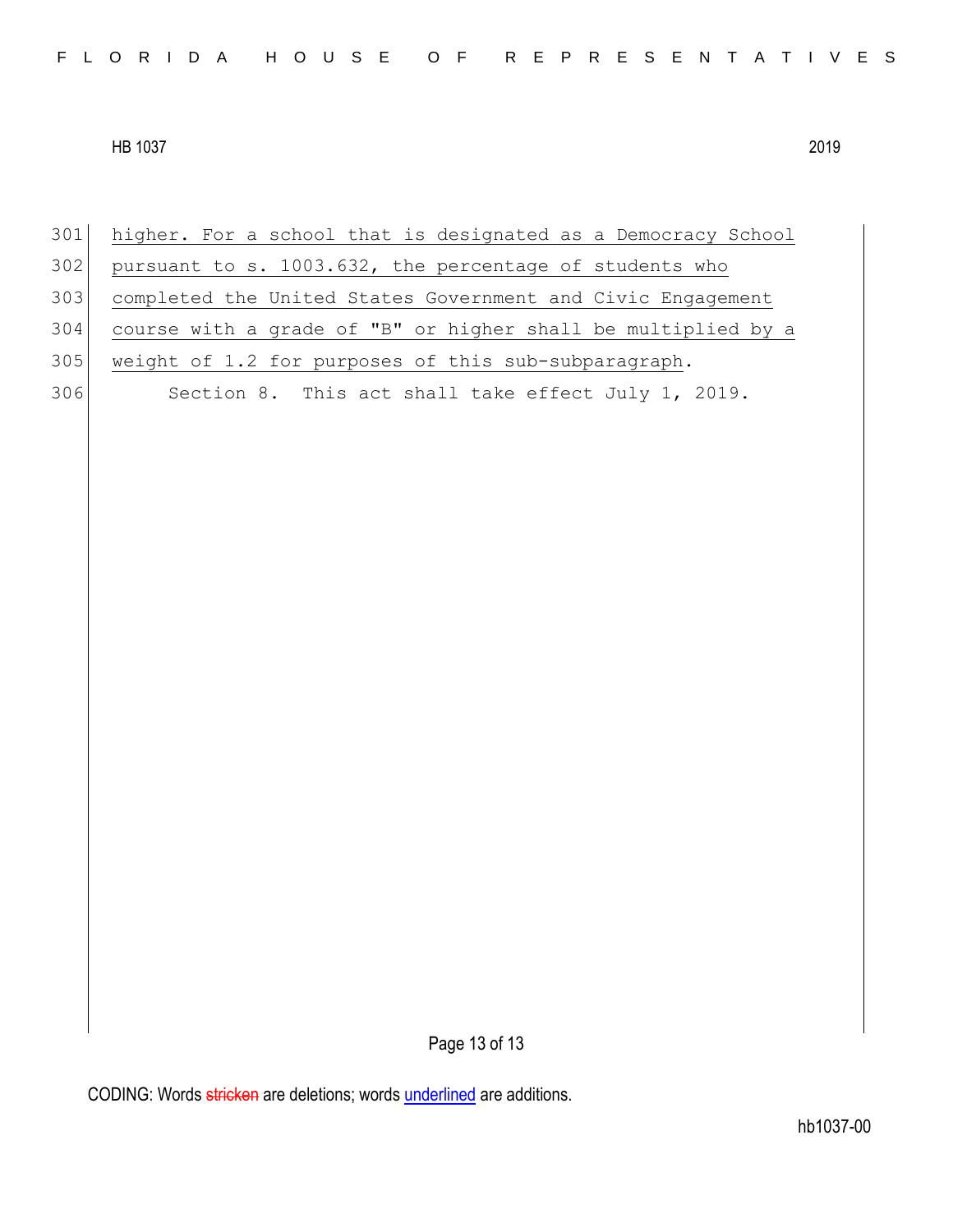301 higher. For a school that is designated as a Democracy School
302 pursuant to s. 1003.632, the percentage of students who
303 completed the United States Government and Civic Engagement
304 course with a grade of "B" or higher shall be multiplied by a
305 weight of 1.2 for purposes of this sub-subparagraph.
306 Section 8. This act shall take effect July 1, 2019.